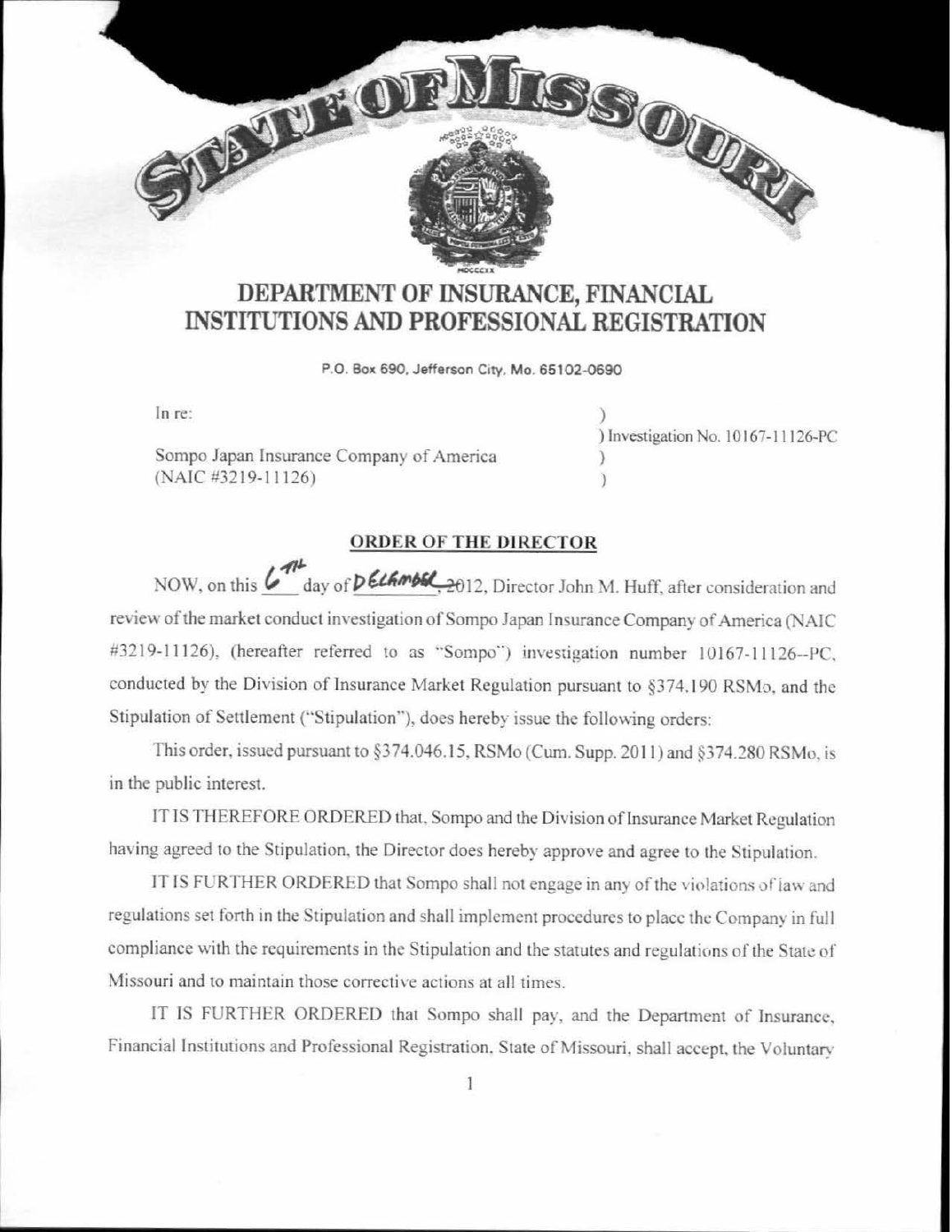# STATE OF MISSOURI

## DEPARTMENT OF INSURANCE, FINANCIAL INSTITUTIONS AND PROFESSIONAL REGISTRATION

P.O. Box 690, Jefferson City, Mo. 65102-0690

In re:

Sompo Japan Insurance Company of America (NAIC #3219-11126)

) Investigation No. 10167-11126-PC

### ORDER OF THE DIRECTOR

NOW, on this 6th day of December, 2012, Director John M. Huff, after consideration and review of the market conduct investigation of Sompo Japan Insurance Company of America (NAIC #3219-11126), (hereafter referred to as "Sompo") investigation number 10167-11126--PC, conducted by the Division of Insurance Market Regulation pursuant to §374.190 RSMo, and the Stipulation of Settlement ("Stipulation"), does hereby issue the following orders:

This order, issued pursuant to §374.046.15, RSMo (Cum. Supp. 2011) and §374.280 RSMo, is in the public interest.

IT IS THEREFORE ORDERED that, Sompo and the Division of Insurance Market Regulation having agreed to the Stipulation, the Director does hereby approve and agree to the Stipulation.

IT IS FURTHER ORDERED that Sompo shall not engage in any of the violations of law and regulations set forth in the Stipulation and shall implement procedures to place the Company in full compliance with the requirements in the Stipulation and the statutes and regulations of the State of Missouri and to maintain those corrective actions at all times.

IT IS FURTHER ORDERED that Sompo shall pay, and the Department of Insurance, Financial Institutions and Professional Registration, State of Missouri, shall accept, the Voluntary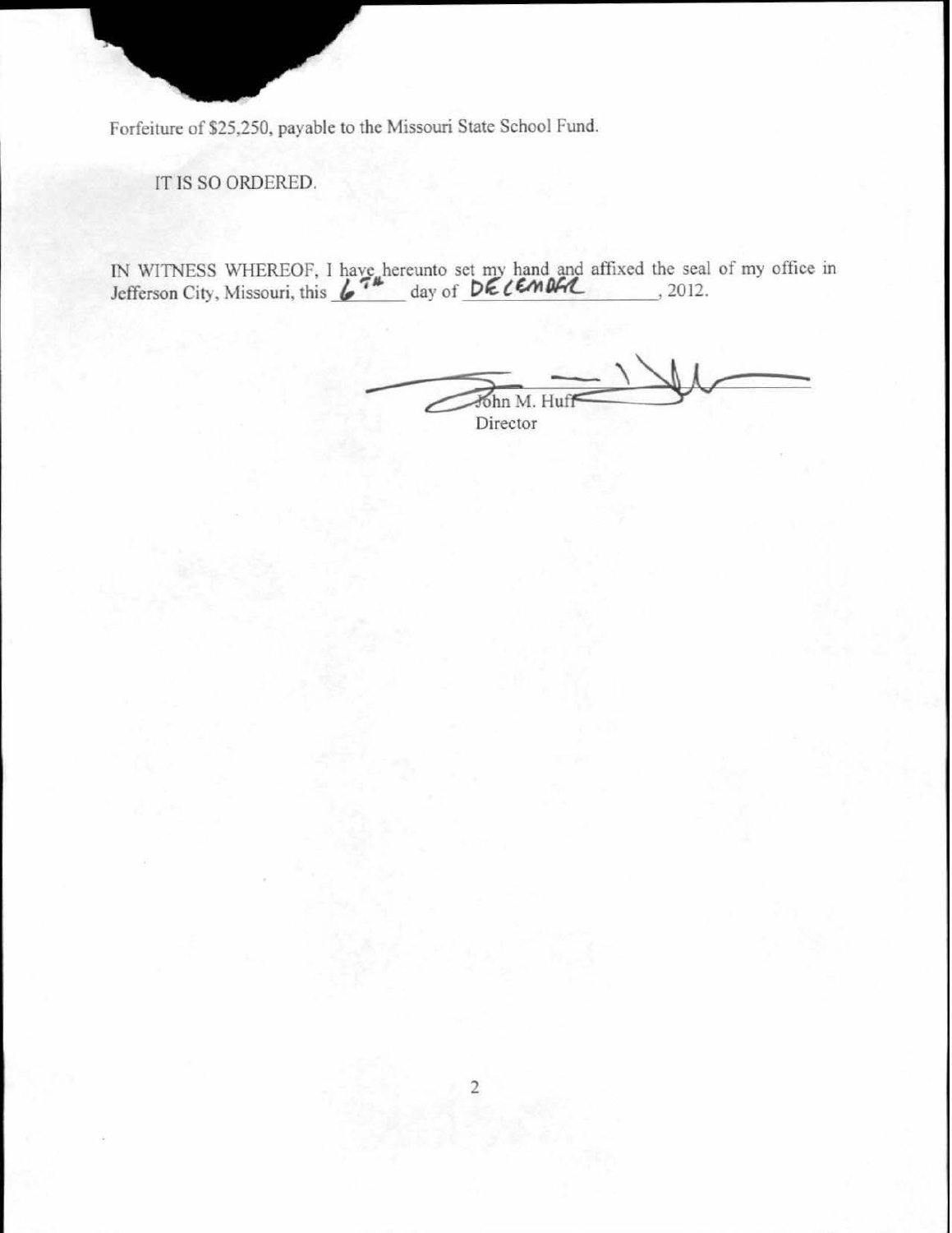Forfeiture of $25,250, payable to the Missouri State School Fund.

IT IS SO ORDERED.

IN WITNESS WHEREOF, I have hereunto set my hand and affixed the seal of my office in Jefferson City, Missouri, this 6th day of DECEMBER, 2012.

John M. Huff
Director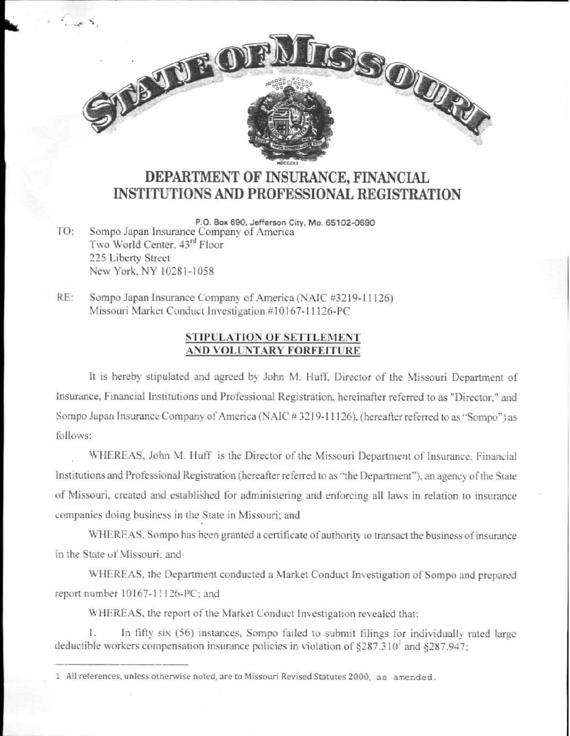# STATE OF MISSOURI

## DEPARTMENT OF INSURANCE, FINANCIAL INSTITUTIONS AND PROFESSIONAL REGISTRATION

P.O. Box 690, Jefferson City, Mo. 65102-0690

TO: Sompo Japan Insurance Company of America
Two World Center, 43rd Floor
225 Liberty Street
New York, NY 10281-1058

RE: Sompo Japan Insurance Company of America (NAIC #3219-11126)
Missouri Market Conduct Investigation #10167-11126-PC

### STIPULATION OF SETTLEMENT AND VOLUNTARY FORFEITURE

It is hereby stipulated and agreed by John M. Huff, Director of the Missouri Department of Insurance, Financial Institutions and Professional Registration, hereinafter referred to as "Director," and Sompo Japan Insurance Company of America (NAIC # 3219-11126), (hereafter referred to as "Sompo") as follows:

WHEREAS, John M. Huff is the Director of the Missouri Department of Insurance, Financial Institutions and Professional Registration (hereafter referred to as "the Department"), an agency of the State of Missouri, created and established for administering and enforcing all laws in relation to insurance companies doing business in the State in Missouri; and

WHEREAS, Sompo has been granted a certificate of authority to transact the business of insurance in the State of Missouri; and

WHEREAS, the Department conducted a Market Conduct Investigation of Sompo and prepared report number 10167-11126-PC; and

WHEREAS, the report of the Market Conduct Investigation revealed that:

1. In fifty six (56) instances, Sompo failed to submit filings for individually rated large deductible workers compensation insurance policies in violation of §287.310[1] and §287.947;

[1] All references, unless otherwise noted, are to Missouri Revised Statutes 2000, as amended.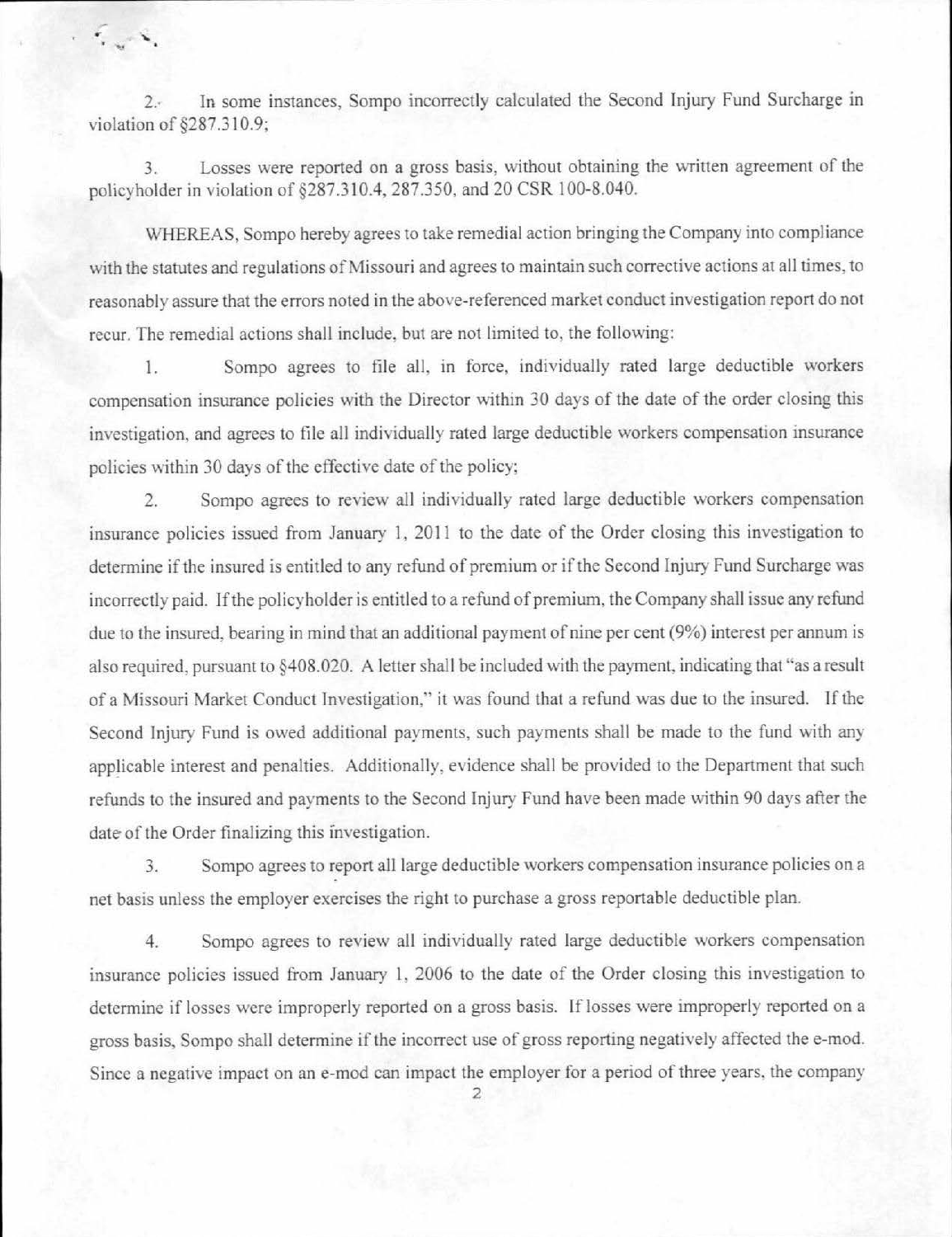2. In some instances, Sompo incorrectly calculated the Second Injury Fund Surcharge in violation of §287.310.9;

3. Losses were reported on a gross basis, without obtaining the written agreement of the policyholder in violation of §287.310.4, 287.350, and 20 CSR 100-8.040.

WHEREAS, Sompo hereby agrees to take remedial action bringing the Company into compliance with the statutes and regulations of Missouri and agrees to maintain such corrective actions at all times, to reasonably assure that the errors noted in the above-referenced market conduct investigation report do not recur. The remedial actions shall include, but are not limited to, the following:

1. Sompo agrees to file all, in force, individually rated large deductible workers compensation insurance policies with the Director within 30 days of the date of the order closing this investigation, and agrees to file all individually rated large deductible workers compensation insurance policies within 30 days of the effective date of the policy;

2. Sompo agrees to review all individually rated large deductible workers compensation insurance policies issued from January 1, 2011 to the date of the Order closing this investigation to determine if the insured is entitled to any refund of premium or if the Second Injury Fund Surcharge was incorrectly paid. If the policyholder is entitled to a refund of premium, the Company shall issue any refund due to the insured, bearing in mind that an additional payment of nine per cent (9%) interest per annum is also required, pursuant to §408.020. A letter shall be included with the payment, indicating that "as a result of a Missouri Market Conduct Investigation," it was found that a refund was due to the insured. If the Second Injury Fund is owed additional payments, such payments shall be made to the fund with any applicable interest and penalties. Additionally, evidence shall be provided to the Department that such refunds to the insured and payments to the Second Injury Fund have been made within 90 days after the date of the Order finalizing this investigation.

3. Sompo agrees to report all large deductible workers compensation insurance policies on a net basis unless the employer exercises the right to purchase a gross reportable deductible plan.

4. Sompo agrees to review all individually rated large deductible workers compensation insurance policies issued from January 1, 2006 to the date of the Order closing this investigation to determine if losses were improperly reported on a gross basis. If losses were improperly reported on a gross basis, Sompo shall determine if the incorrect use of gross reporting negatively affected the e-mod. Since a negative impact on an e-mod can impact the employer for a period of three years, the company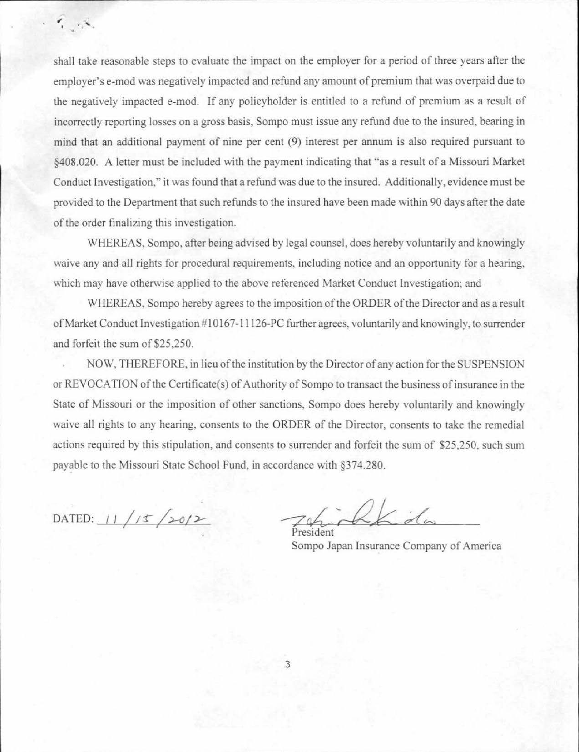shall take reasonable steps to evaluate the impact on the employer for a period of three years after the employer's e-mod was negatively impacted and refund any amount of premium that was overpaid due to the negatively impacted e-mod. If any policyholder is entitled to a refund of premium as a result of incorrectly reporting losses on a gross basis, Sompo must issue any refund due to the insured, bearing in mind that an additional payment of nine per cent (9) interest per annum is also required pursuant to §408.020. A letter must be included with the payment indicating that "as a result of a Missouri Market Conduct Investigation," it was found that a refund was due to the insured. Additionally, evidence must be provided to the Department that such refunds to the insured have been made within 90 days after the date of the order finalizing this investigation.

WHEREAS, Sompo, after being advised by legal counsel, does hereby voluntarily and knowingly waive any and all rights for procedural requirements, including notice and an opportunity for a hearing, which may have otherwise applied to the above referenced Market Conduct Investigation; and

WHEREAS, Sompo hereby agrees to the imposition of the ORDER of the Director and as a result of Market Conduct Investigation #10167-11126-PC further agrees, voluntarily and knowingly, to surrender and forfeit the sum of $25,250.

NOW, THEREFORE, in lieu of the institution by the Director of any action for the SUSPENSION or REVOCATION of the Certificate(s) of Authority of Sompo to transact the business of insurance in the State of Missouri or the imposition of other sanctions, Sompo does hereby voluntarily and knowingly waive all rights to any hearing, consents to the ORDER of the Director, consents to take the remedial actions required by this stipulation, and consents to surrender and forfeit the sum of $25,250, such sum payable to the Missouri State School Fund, in accordance with §374.280.

DATED: 11/15/2012

President
Sompo Japan Insurance Company of America